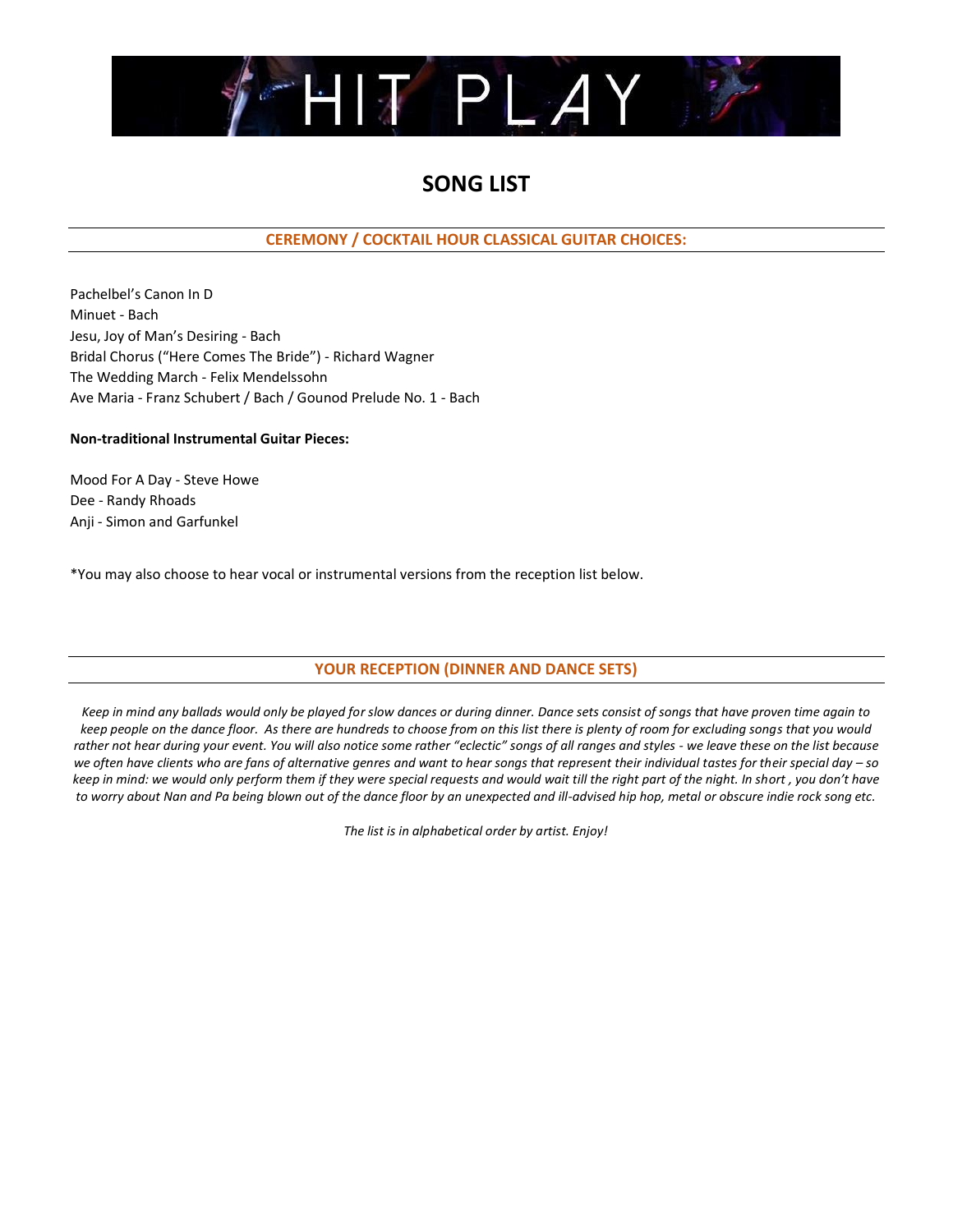# HIT PLAY

## SONG LIST

### CEREMONY / COCKTAIL HOUR CLASSICAL GUITAR CHOICES:

Pachelbel's Canon In D
Minuet - Bach
Jesu, Joy of Man's Desiring - Bach
Bridal Chorus ("Here Comes The Bride") - Richard Wagner
The Wedding March - Felix Mendelssohn
Ave Maria - Franz Schubert / Bach / Gounod Prelude No. 1 - Bach

**Non-traditional Instrumental Guitar Pieces:**

Mood For A Day - Steve Howe
Dee - Randy Rhoads
Anji - Simon and Garfunkel

*You may also choose to hear vocal or instrumental versions from the reception list below.

### YOUR RECEPTION (DINNER AND DANCE SETS)

*Keep in mind any ballads would only be played for slow dances or during dinner. Dance sets consist of songs that have proven time again to keep people on the dance floor. As there are hundreds to choose from on this list there is plenty of room for excluding songs that you would rather not hear during your event. You will also notice some rather "eclectic" songs of all ranges and styles - we leave these on the list because we often have clients who are fans of alternative genres and want to hear songs that represent their individual tastes for their special day – so keep in mind: we would only perform them if they were special requests and would wait till the right part of the night. In short , you don't have to worry about Nan and Pa being blown out of the dance floor by an unexpected and ill-advised hip hop, metal or obscure indie rock song etc.*

*The list is in alphabetical order by artist. Enjoy!*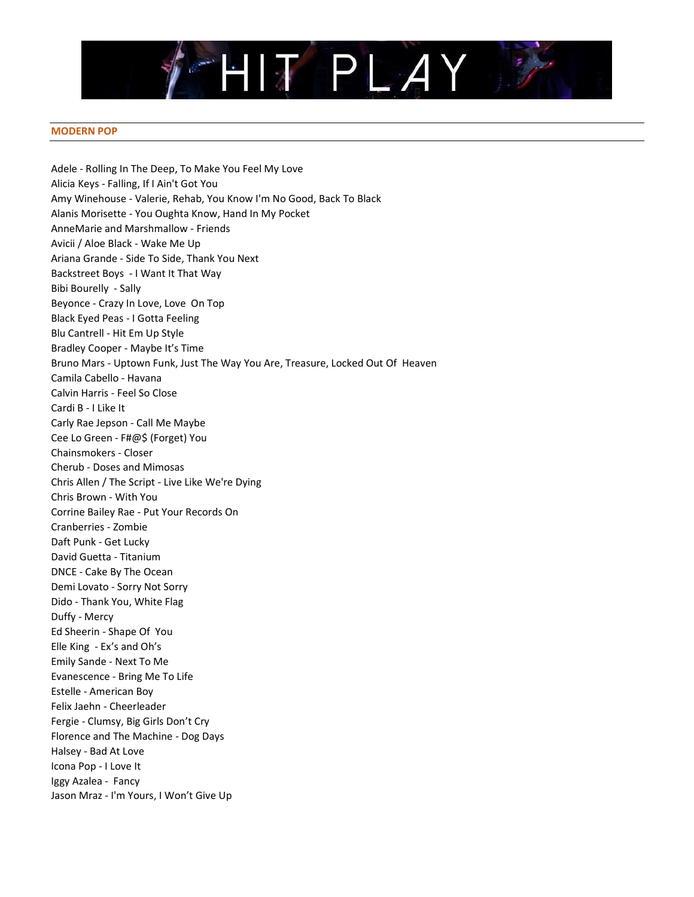# HIT PLAY

## MODERN POP

Adele - Rolling In The Deep, To Make You Feel My Love
Alicia Keys - Falling, If I Ain't Got You
Amy Winehouse - Valerie, Rehab, You Know I'm No Good, Back To Black
Alanis Morisette - You Oughta Know, Hand In My Pocket
AnneMarie and Marshmallow - Friends
Avicii / Aloe Black - Wake Me Up
Ariana Grande - Side To Side, Thank You Next
Backstreet Boys - I Want It That Way
Bibi Bourelly - Sally
Beyonce - Crazy In Love, Love On Top
Black Eyed Peas - I Gotta Feeling
Blu Cantrell - Hit Em Up Style
Bradley Cooper - Maybe It's Time
Bruno Mars - Uptown Funk, Just The Way You Are, Treasure, Locked Out Of Heaven
Camila Cabello - Havana
Calvin Harris - Feel So Close
Cardi B - I Like It
Carly Rae Jepson - Call Me Maybe
Cee Lo Green - F#@$ (Forget) You
Chainsmokers - Closer
Cherub - Doses and Mimosas
Chris Allen / The Script - Live Like We're Dying
Chris Brown - With You
Corrine Bailey Rae - Put Your Records On
Cranberries - Zombie
Daft Punk - Get Lucky
David Guetta - Titanium
DNCE - Cake By The Ocean
Demi Lovato - Sorry Not Sorry
Dido - Thank You, White Flag
Duffy - Mercy
Ed Sheerin - Shape Of You
Elle King - Ex's and Oh's
Emily Sande - Next To Me
Evanescence - Bring Me To Life
Estelle - American Boy
Felix Jaehn - Cheerleader
Fergie - Clumsy, Big Girls Don't Cry
Florence and The Machine - Dog Days
Halsey - Bad At Love
Icona Pop - I Love It
Iggy Azalea - Fancy
Jason Mraz - I'm Yours, I Won't Give Up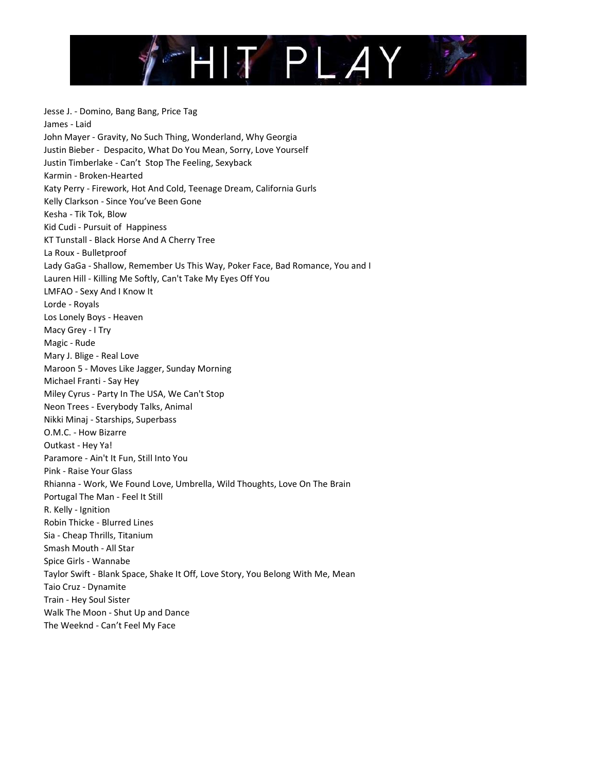Jesse J. - Domino, Bang Bang, Price Tag
James - Laid
John Mayer - Gravity, No Such Thing, Wonderland, Why Georgia
Justin Bieber - Despacito, What Do You Mean, Sorry, Love Yourself
Justin Timberlake - Can't Stop The Feeling, Sexyback
Karmin - Broken-Hearted
Katy Perry - Firework, Hot And Cold, Teenage Dream, California Gurls
Kelly Clarkson - Since You've Been Gone
Kesha - Tik Tok, Blow
Kid Cudi - Pursuit of Happiness
KT Tunstall - Black Horse And A Cherry Tree
La Roux - Bulletproof
Lady GaGa - Shallow, Remember Us This Way, Poker Face, Bad Romance, You and I
Lauren Hill - Killing Me Softly, Can't Take My Eyes Off You
LMFAO - Sexy And I Know It
Lorde - Royals
Los Lonely Boys - Heaven
Macy Grey - I Try
Magic - Rude
Mary J. Blige - Real Love
Maroon 5 - Moves Like Jagger, Sunday Morning
Michael Franti - Say Hey
Miley Cyrus - Party In The USA, We Can't Stop
Neon Trees - Everybody Talks, Animal
Nikki Minaj - Starships, Superbass
O.M.C. - How Bizarre
Outkast - Hey Ya!
Paramore - Ain't It Fun, Still Into You
Pink - Raise Your Glass
Rhianna - Work, We Found Love, Umbrella, Wild Thoughts, Love On The Brain
Portugal The Man - Feel It Still
R. Kelly - Ignition
Robin Thicke - Blurred Lines
Sia - Cheap Thrills, Titanium
Smash Mouth - All Star
Spice Girls - Wannabe
Taylor Swift - Blank Space, Shake It Off, Love Story, You Belong With Me, Mean
Taio Cruz - Dynamite
Train - Hey Soul Sister
Walk The Moon - Shut Up and Dance
The Weeknd - Can't Feel My Face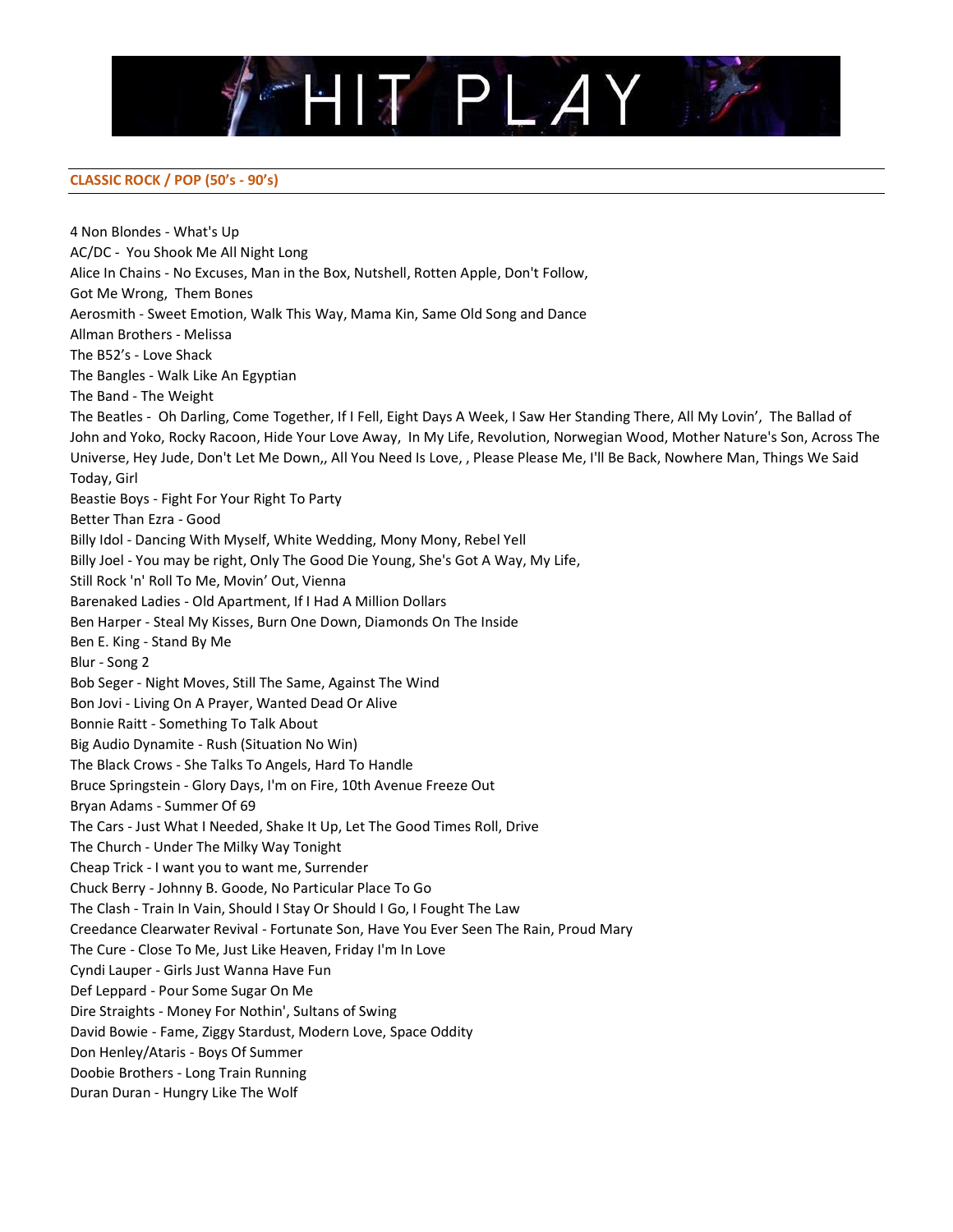# HIT PLAY

## CLASSIC ROCK / POP (50's - 90's)

4 Non Blondes - What's Up
AC/DC - You Shook Me All Night Long
Alice In Chains - No Excuses, Man in the Box, Nutshell, Rotten Apple, Don't Follow, Got Me Wrong, Them Bones
Aerosmith - Sweet Emotion, Walk This Way, Mama Kin, Same Old Song and Dance
Allman Brothers - Melissa
The B52's - Love Shack
The Bangles - Walk Like An Egyptian
The Band - The Weight
The Beatles - Oh Darling, Come Together, If I Fell, Eight Days A Week, I Saw Her Standing There, All My Lovin', The Ballad of John and Yoko, Rocky Racoon, Hide Your Love Away, In My Life, Revolution, Norwegian Wood, Mother Nature's Son, Across The Universe, Hey Jude, Don't Let Me Down,, All You Need Is Love, , Please Please Me, I'll Be Back, Nowhere Man, Things We Said Today, Girl
Beastie Boys - Fight For Your Right To Party
Better Than Ezra - Good
Billy Idol - Dancing With Myself, White Wedding, Mony Mony, Rebel Yell
Billy Joel - You may be right, Only The Good Die Young, She's Got A Way, My Life, Still Rock 'n' Roll To Me, Movin' Out, Vienna
Barenaked Ladies - Old Apartment, If I Had A Million Dollars
Ben Harper - Steal My Kisses, Burn One Down, Diamonds On The Inside
Ben E. King - Stand By Me
Blur - Song 2
Bob Seger - Night Moves, Still The Same, Against The Wind
Bon Jovi - Living On A Prayer, Wanted Dead Or Alive
Bonnie Raitt - Something To Talk About
Big Audio Dynamite - Rush (Situation No Win)
The Black Crows - She Talks To Angels, Hard To Handle
Bruce Springstein - Glory Days, I'm on Fire, 10th Avenue Freeze Out
Bryan Adams - Summer Of 69
The Cars - Just What I Needed, Shake It Up, Let The Good Times Roll, Drive
The Church - Under The Milky Way Tonight
Cheap Trick - I want you to want me, Surrender
Chuck Berry - Johnny B. Goode, No Particular Place To Go
The Clash - Train In Vain, Should I Stay Or Should I Go, I Fought The Law
Creedance Clearwater Revival - Fortunate Son, Have You Ever Seen The Rain, Proud Mary
The Cure - Close To Me, Just Like Heaven, Friday I'm In Love
Cyndi Lauper - Girls Just Wanna Have Fun
Def Leppard - Pour Some Sugar On Me
Dire Straights - Money For Nothin', Sultans of Swing
David Bowie - Fame, Ziggy Stardust, Modern Love, Space Oddity
Don Henley/Ataris - Boys Of Summer
Doobie Brothers - Long Train Running
Duran Duran - Hungry Like The Wolf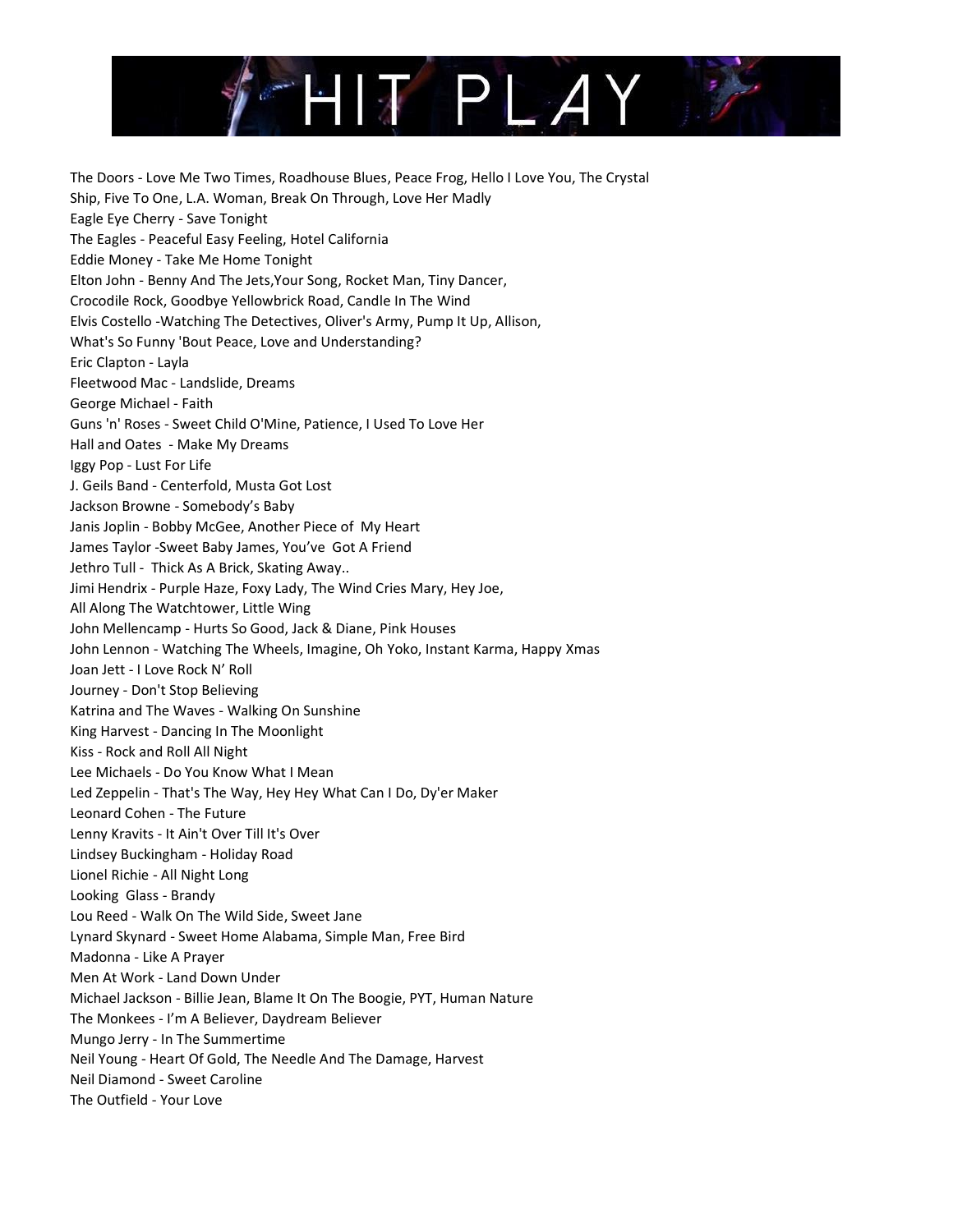The Doors - Love Me Two Times, Roadhouse Blues, Peace Frog, Hello I Love You, The Crystal Ship, Five To One, L.A. Woman, Break On Through, Love Her Madly

Eagle Eye Cherry - Save Tonight

The Eagles - Peaceful Easy Feeling, Hotel California

Eddie Money - Take Me Home Tonight

Elton John - Benny And The Jets,Your Song, Rocket Man, Tiny Dancer, Crocodile Rock, Goodbye Yellowbrick Road, Candle In The Wind

Elvis Costello -Watching The Detectives, Oliver's Army, Pump It Up, Allison, What's So Funny 'Bout Peace, Love and Understanding?

Eric Clapton - Layla

Fleetwood Mac - Landslide, Dreams

George Michael - Faith

Guns 'n' Roses - Sweet Child O'Mine, Patience, I Used To Love Her

Hall and Oates - Make My Dreams

Iggy Pop - Lust For Life

J. Geils Band - Centerfold, Musta Got Lost

Jackson Browne - Somebody's Baby

Janis Joplin - Bobby McGee, Another Piece of My Heart

James Taylor -Sweet Baby James, You've Got A Friend

Jethro Tull - Thick As A Brick, Skating Away..

Jimi Hendrix - Purple Haze, Foxy Lady, The Wind Cries Mary, Hey Joe, All Along The Watchtower, Little Wing

John Mellencamp - Hurts So Good, Jack & Diane, Pink Houses

John Lennon - Watching The Wheels, Imagine, Oh Yoko, Instant Karma, Happy Xmas

Joan Jett - I Love Rock N' Roll

Journey - Don't Stop Believing

Katrina and The Waves - Walking On Sunshine

King Harvest - Dancing In The Moonlight

Kiss - Rock and Roll All Night

Lee Michaels - Do You Know What I Mean

Led Zeppelin - That's The Way, Hey Hey What Can I Do, Dy'er Maker

Leonard Cohen - The Future

Lenny Kravits - It Ain't Over Till It's Over

Lindsey Buckingham - Holiday Road

Lionel Richie - All Night Long

Looking Glass - Brandy

Lou Reed - Walk On The Wild Side, Sweet Jane

Lynard Skynard - Sweet Home Alabama, Simple Man, Free Bird

Madonna - Like A Prayer

Men At Work - Land Down Under

Michael Jackson - Billie Jean, Blame It On The Boogie, PYT, Human Nature

The Monkees - I'm A Believer, Daydream Believer

Mungo Jerry - In The Summertime

Neil Young - Heart Of Gold, The Needle And The Damage, Harvest

Neil Diamond - Sweet Caroline

The Outfield - Your Love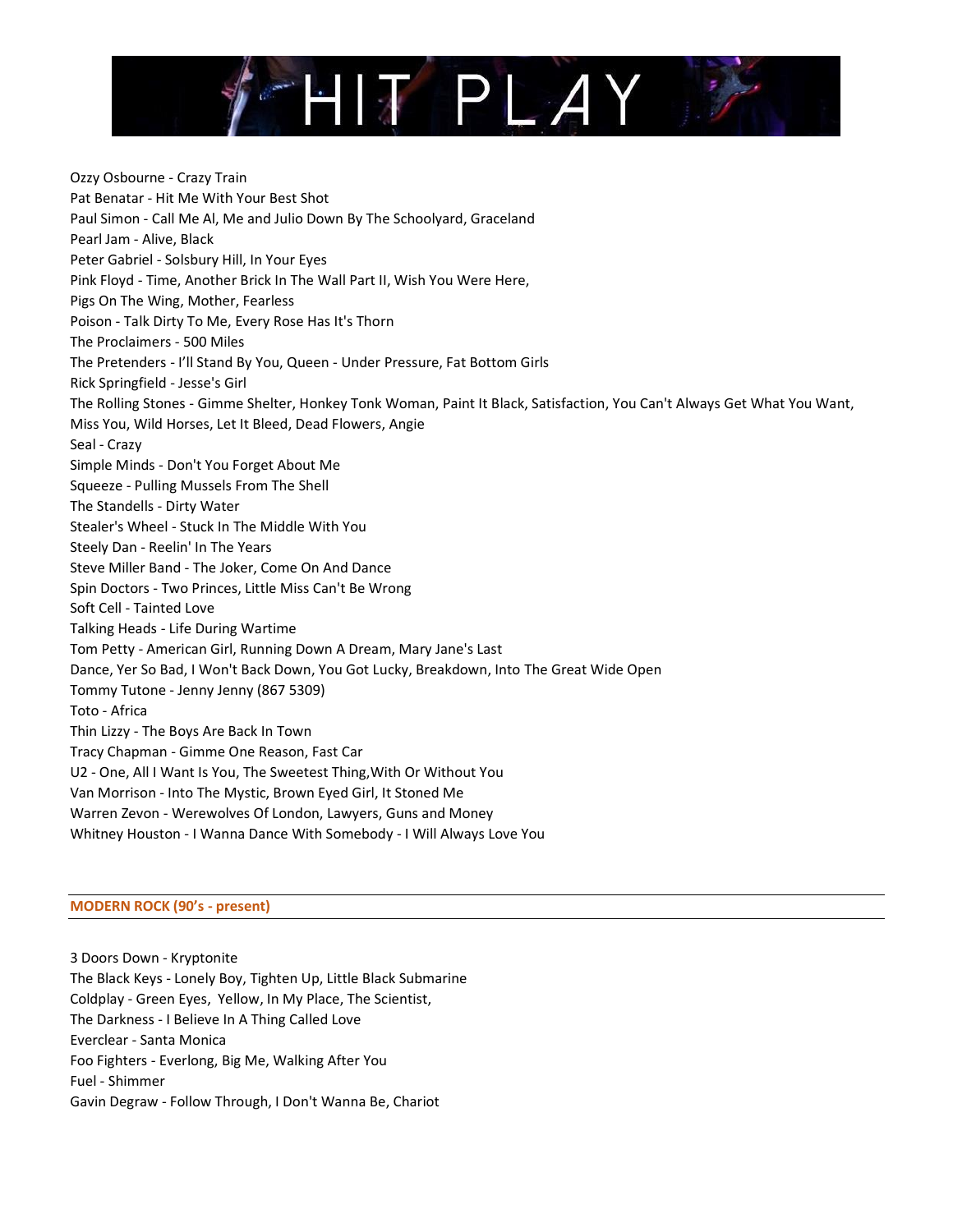Ozzy Osbourne - Crazy Train
Pat Benatar - Hit Me With Your Best Shot
Paul Simon - Call Me Al, Me and Julio Down By The Schoolyard, Graceland
Pearl Jam - Alive, Black
Peter Gabriel - Solsbury Hill, In Your Eyes
Pink Floyd - Time, Another Brick In The Wall Part II, Wish You Were Here,
Pigs On The Wing, Mother, Fearless
Poison - Talk Dirty To Me, Every Rose Has It's Thorn
The Proclaimers - 500 Miles
The Pretenders - I'll Stand By You, Queen - Under Pressure, Fat Bottom Girls
Rick Springfield - Jesse's Girl
The Rolling Stones - Gimme Shelter, Honkey Tonk Woman, Paint It Black, Satisfaction, You Can't Always Get What You Want,
Miss You, Wild Horses, Let It Bleed, Dead Flowers, Angie
Seal - Crazy
Simple Minds - Don't You Forget About Me
Squeeze - Pulling Mussels From The Shell
The Standells - Dirty Water
Stealer's Wheel - Stuck In The Middle With You
Steely Dan - Reelin' In The Years
Steve Miller Band - The Joker, Come On And Dance
Spin Doctors - Two Princes, Little Miss Can't Be Wrong
Soft Cell - Tainted Love
Talking Heads - Life During Wartime
Tom Petty - American Girl, Running Down A Dream, Mary Jane's Last
Dance, Yer So Bad, I Won't Back Down, You Got Lucky, Breakdown, Into The Great Wide Open
Tommy Tutone - Jenny Jenny (867 5309)
Toto - Africa
Thin Lizzy - The Boys Are Back In Town
Tracy Chapman - Gimme One Reason, Fast Car
U2 - One, All I Want Is You, The Sweetest Thing,With Or Without You
Van Morrison - Into The Mystic, Brown Eyed Girl, It Stoned Me
Warren Zevon - Werewolves Of London, Lawyers, Guns and Money
Whitney Houston - I Wanna Dance With Somebody - I Will Always Love You

## MODERN ROCK (90's - present)

3 Doors Down - Kryptonite
The Black Keys - Lonely Boy, Tighten Up, Little Black Submarine
Coldplay - Green Eyes, Yellow, In My Place, The Scientist,
The Darkness - I Believe In A Thing Called Love
Everclear - Santa Monica
Foo Fighters - Everlong, Big Me, Walking After You
Fuel - Shimmer
Gavin Degraw - Follow Through, I Don't Wanna Be, Chariot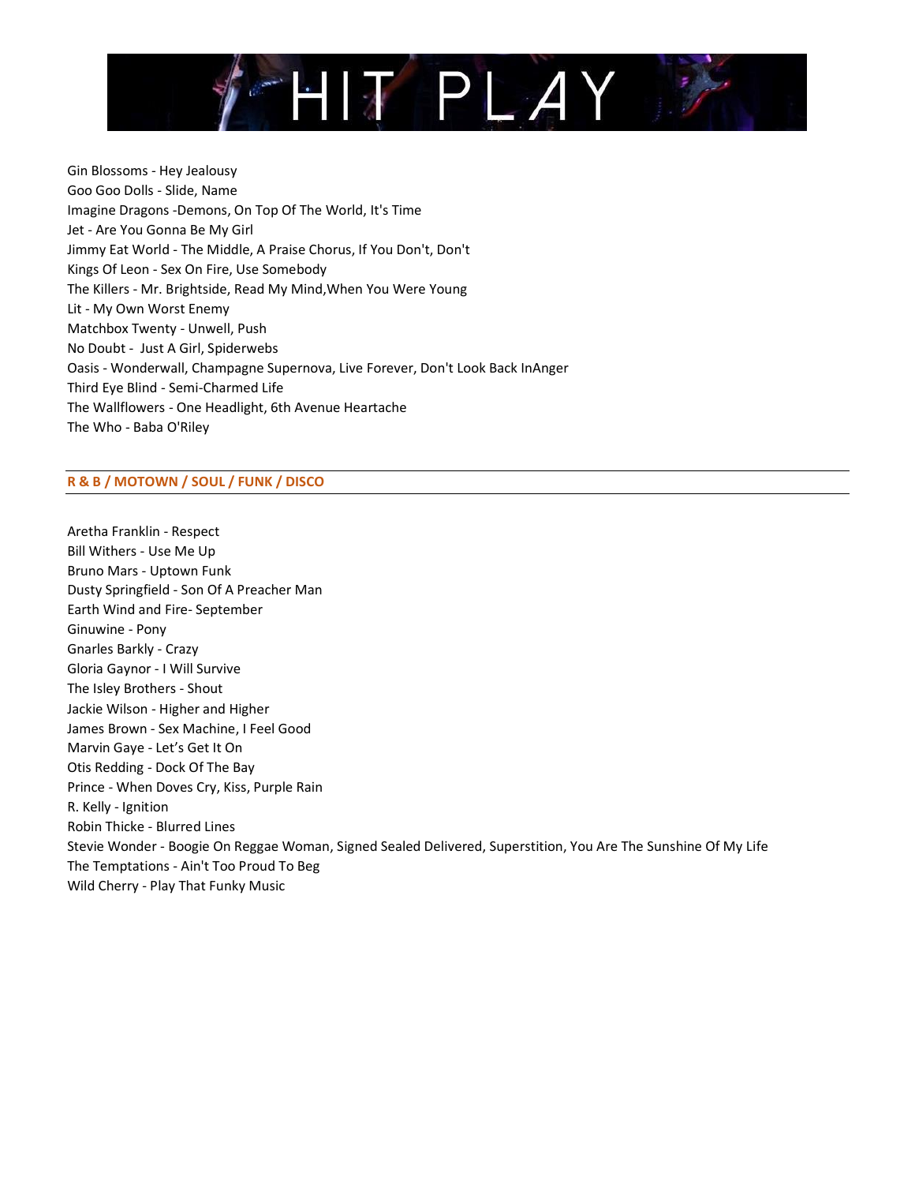# HIT PLAY

Gin Blossoms - Hey Jealousy
Goo Goo Dolls - Slide, Name
Imagine Dragons -Demons, On Top Of The World, It's Time
Jet - Are You Gonna Be My Girl
Jimmy Eat World - The Middle, A Praise Chorus, If You Don't, Don't
Kings Of Leon - Sex On Fire, Use Somebody
The Killers - Mr. Brightside, Read My Mind,When You Were Young
Lit - My Own Worst Enemy
Matchbox Twenty - Unwell, Push
No Doubt - Just A Girl, Spiderwebs
Oasis - Wonderwall, Champagne Supernova, Live Forever, Don't Look Back InAnger
Third Eye Blind - Semi-Charmed Life
The Wallflowers - One Headlight, 6th Avenue Heartache
The Who - Baba O'Riley

## R & B / MOTOWN / SOUL / FUNK / DISCO

Aretha Franklin - Respect
Bill Withers - Use Me Up
Bruno Mars - Uptown Funk
Dusty Springfield - Son Of A Preacher Man
Earth Wind and Fire- September
Ginuwine - Pony
Gnarles Barkly - Crazy
Gloria Gaynor - I Will Survive
The Isley Brothers - Shout
Jackie Wilson - Higher and Higher
James Brown - Sex Machine, I Feel Good
Marvin Gaye - Let's Get It On
Otis Redding - Dock Of The Bay
Prince - When Doves Cry, Kiss, Purple Rain
R. Kelly - Ignition
Robin Thicke - Blurred Lines
Stevie Wonder - Boogie On Reggae Woman, Signed Sealed Delivered, Superstition, You Are The Sunshine Of My Life
The Temptations - Ain't Too Proud To Beg
Wild Cherry - Play That Funky Music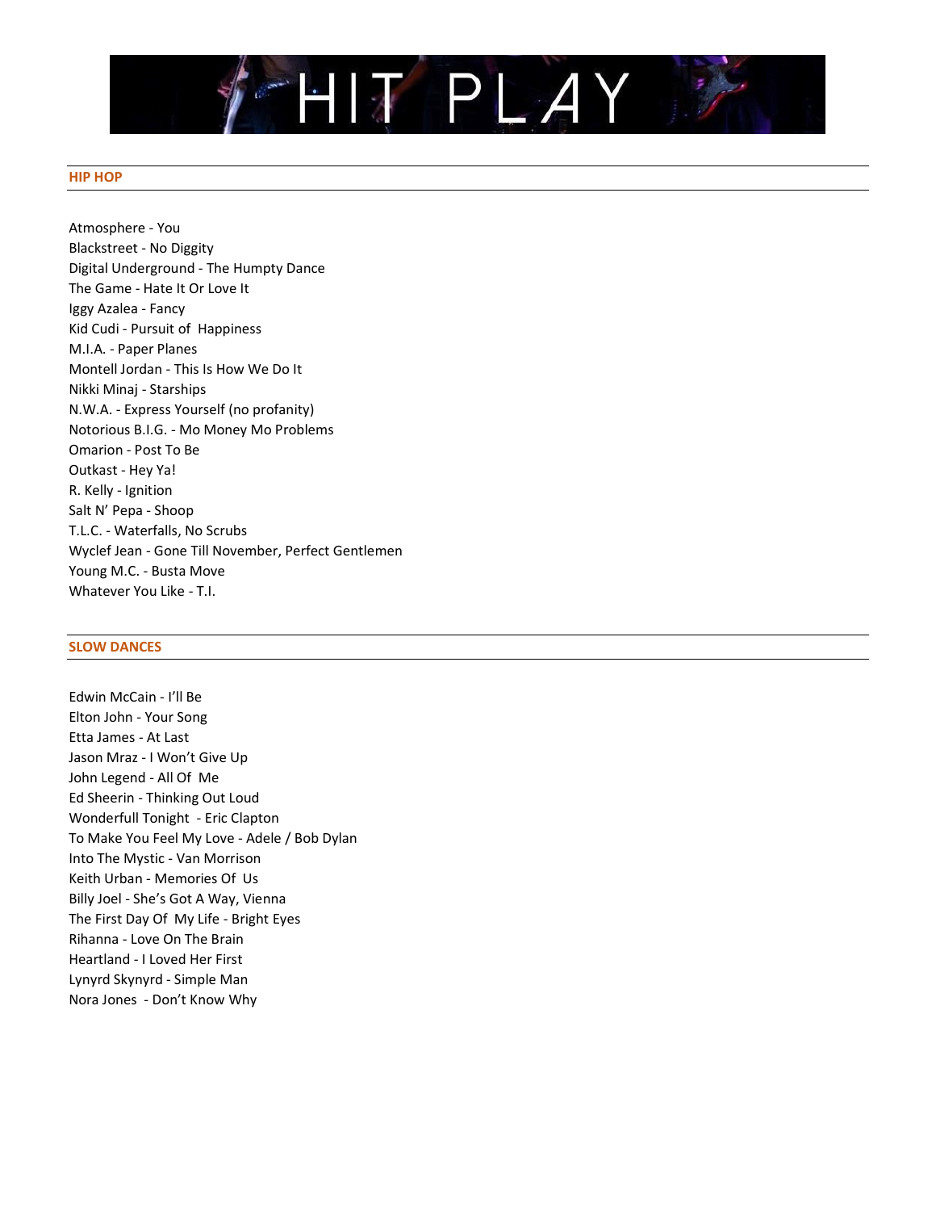# HIT PLAY

## HIP HOP

Atmosphere - You
Blackstreet - No Diggity
Digital Underground - The Humpty Dance
The Game - Hate It Or Love It
Iggy Azalea - Fancy
Kid Cudi - Pursuit of Happiness
M.I.A. - Paper Planes
Montell Jordan - This Is How We Do It
Nikki Minaj - Starships
N.W.A. - Express Yourself (no profanity)
Notorious B.I.G. - Mo Money Mo Problems
Omarion - Post To Be
Outkast - Hey Ya!
R. Kelly - Ignition
Salt N' Pepa - Shoop
T.L.C. - Waterfalls, No Scrubs
Wyclef Jean - Gone Till November, Perfect Gentlemen
Young M.C. - Busta Move
Whatever You Like - T.I.

## SLOW DANCES

Edwin McCain - I'll Be
Elton John - Your Song
Etta James - At Last
Jason Mraz - I Won't Give Up
John Legend - All Of Me
Ed Sheerin - Thinking Out Loud
Wonderfull Tonight - Eric Clapton
To Make You Feel My Love - Adele / Bob Dylan
Into The Mystic - Van Morrison
Keith Urban - Memories Of Us
Billy Joel - She's Got A Way, Vienna
The First Day Of My Life - Bright Eyes
Rihanna - Love On The Brain
Heartland - I Loved Her First
Lynyrd Skynyrd - Simple Man
Nora Jones - Don't Know Why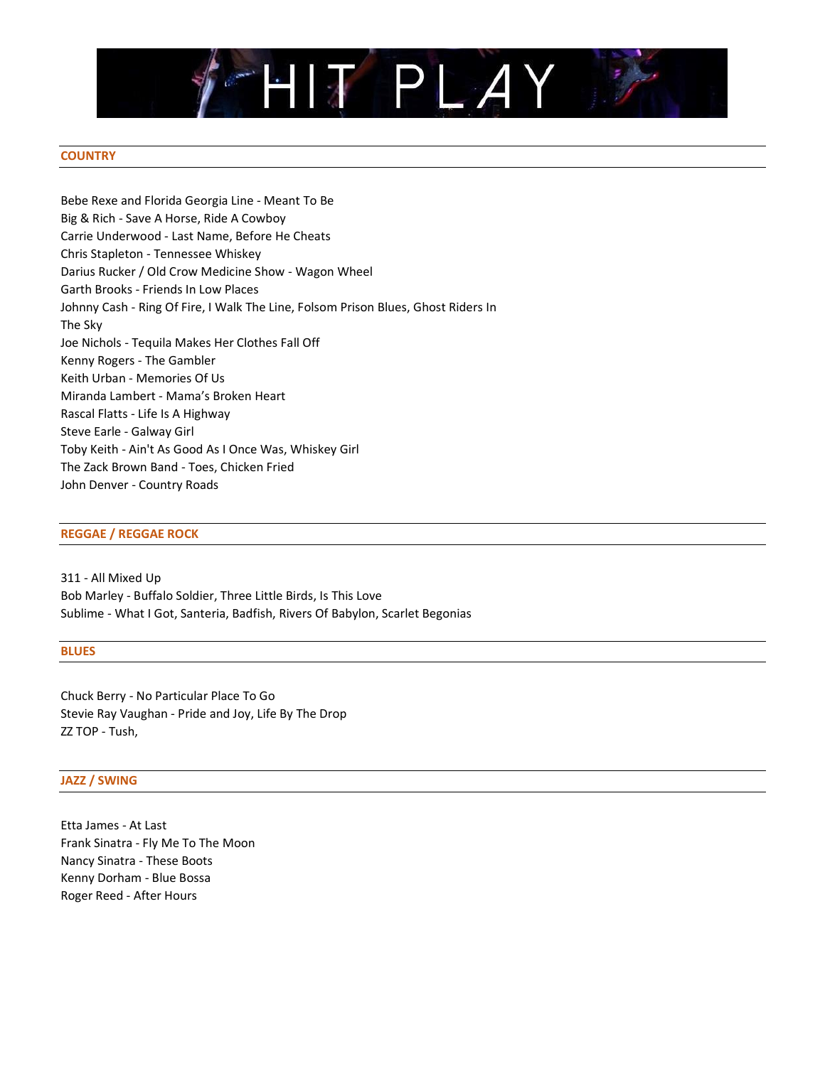# HIT PLAY

## COUNTRY

Bebe Rexe and Florida Georgia Line - Meant To Be
Big & Rich - Save A Horse, Ride A Cowboy
Carrie Underwood - Last Name, Before He Cheats
Chris Stapleton - Tennessee Whiskey
Darius Rucker / Old Crow Medicine Show - Wagon Wheel
Garth Brooks - Friends In Low Places
Johnny Cash - Ring Of Fire, I Walk The Line, Folsom Prison Blues, Ghost Riders In The Sky
Joe Nichols - Tequila Makes Her Clothes Fall Off
Kenny Rogers - The Gambler
Keith Urban - Memories Of Us
Miranda Lambert - Mama's Broken Heart
Rascal Flatts - Life Is A Highway
Steve Earle - Galway Girl
Toby Keith - Ain't As Good As I Once Was, Whiskey Girl
The Zack Brown Band - Toes, Chicken Fried
John Denver - Country Roads

## REGGAE / REGGAE ROCK

311 - All Mixed Up
Bob Marley - Buffalo Soldier, Three Little Birds, Is This Love
Sublime - What I Got, Santeria, Badfish, Rivers Of Babylon, Scarlet Begonias

## BLUES

Chuck Berry - No Particular Place To Go
Stevie Ray Vaughan - Pride and Joy, Life By The Drop
ZZ TOP - Tush,

## JAZZ / SWING

Etta James - At Last
Frank Sinatra - Fly Me To The Moon
Nancy Sinatra - These Boots
Kenny Dorham - Blue Bossa
Roger Reed - After Hours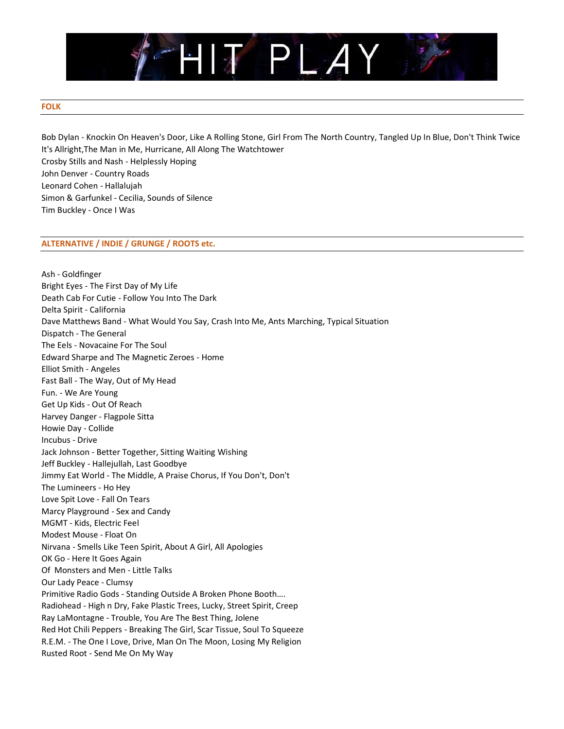# HIT PLAY

## FOLK

Bob Dylan - Knockin On Heaven's Door, Like A Rolling Stone, Girl From The North Country, Tangled Up In Blue, Don't Think Twice It's Allright,The Man in Me, Hurricane, All Along The Watchtower
Crosby Stills and Nash - Helplessly Hoping
John Denver - Country Roads
Leonard Cohen - Hallalujah
Simon & Garfunkel - Cecilia, Sounds of Silence
Tim Buckley - Once I Was

## ALTERNATIVE / INDIE / GRUNGE / ROOTS etc.

Ash - Goldfinger
Bright Eyes - The First Day of My Life
Death Cab For Cutie - Follow You Into The Dark
Delta Spirit - California
Dave Matthews Band - What Would You Say, Crash Into Me, Ants Marching, Typical Situation
Dispatch - The General
The Eels - Novacaine For The Soul
Edward Sharpe and The Magnetic Zeroes - Home
Elliot Smith - Angeles
Fast Ball - The Way, Out of My Head
Fun. - We Are Young
Get Up Kids - Out Of Reach
Harvey Danger - Flagpole Sitta
Howie Day - Collide
Incubus - Drive
Jack Johnson - Better Together, Sitting Waiting Wishing
Jeff Buckley - Hallejullah, Last Goodbye
Jimmy Eat World - The Middle, A Praise Chorus, If You Don't, Don't
The Lumineers - Ho Hey
Love Spit Love - Fall On Tears
Marcy Playground - Sex and Candy
MGMT - Kids, Electric Feel
Modest Mouse - Float On
Nirvana - Smells Like Teen Spirit, About A Girl, All Apologies
OK Go - Here It Goes Again
Of Monsters and Men - Little Talks
Our Lady Peace - Clumsy
Primitive Radio Gods - Standing Outside A Broken Phone Booth….
Radiohead - High n Dry, Fake Plastic Trees, Lucky, Street Spirit, Creep
Ray LaMontagne - Trouble, You Are The Best Thing, Jolene
Red Hot Chili Peppers - Breaking The Girl, Scar Tissue, Soul To Squeeze
R.E.M. - The One I Love, Drive, Man On The Moon, Losing My Religion
Rusted Root - Send Me On My Way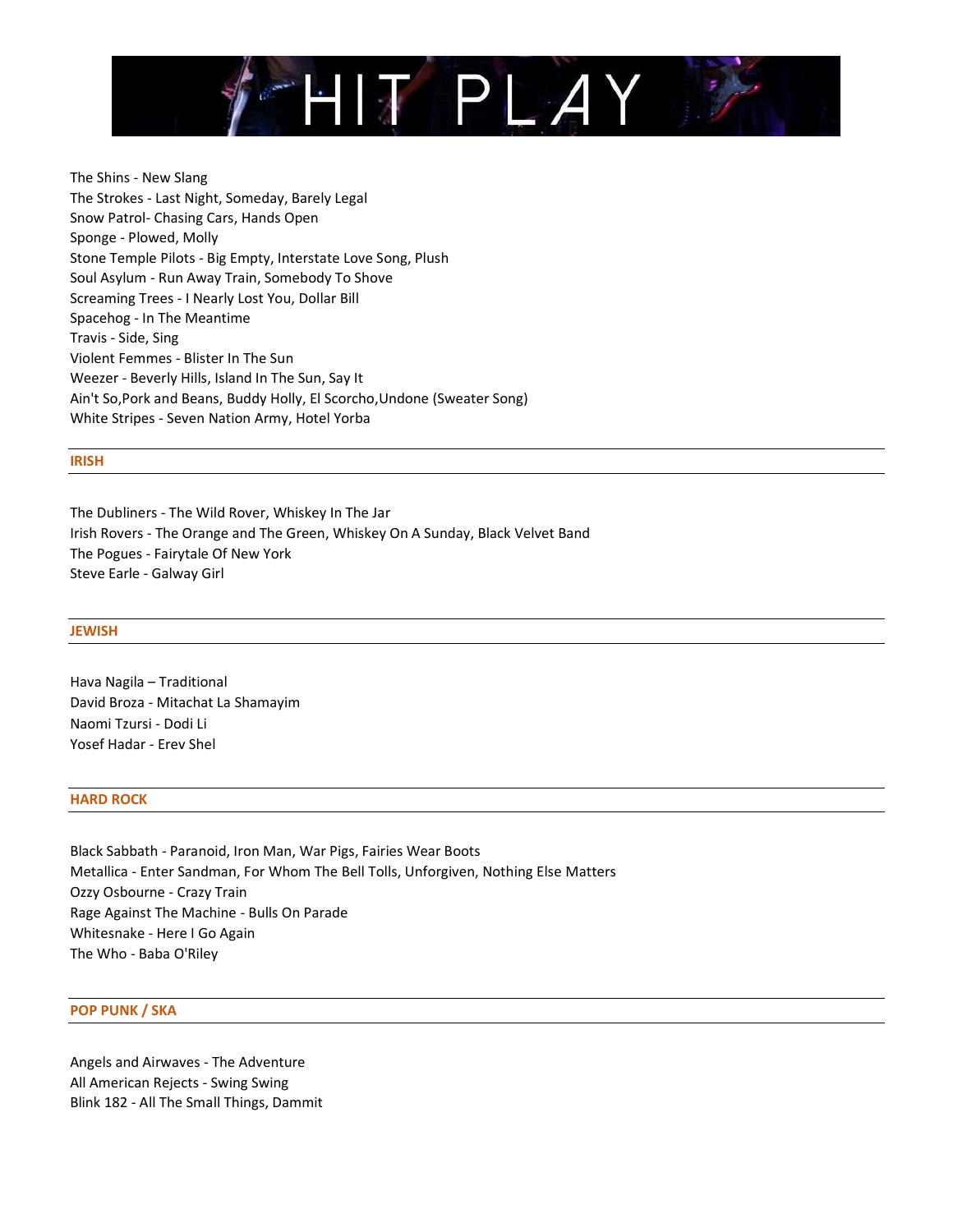The Shins - New Slang
The Strokes - Last Night, Someday, Barely Legal
Snow Patrol- Chasing Cars, Hands Open
Sponge - Plowed, Molly
Stone Temple Pilots - Big Empty, Interstate Love Song, Plush
Soul Asylum - Run Away Train, Somebody To Shove
Screaming Trees - I Nearly Lost You, Dollar Bill
Spacehog - In The Meantime
Travis - Side, Sing
Violent Femmes - Blister In The Sun
Weezer - Beverly Hills, Island In The Sun, Say It
Ain't So,Pork and Beans, Buddy Holly, El Scorcho,Undone (Sweater Song)
White Stripes - Seven Nation Army, Hotel Yorba

## IRISH

The Dubliners - The Wild Rover, Whiskey In The Jar
Irish Rovers - The Orange and The Green, Whiskey On A Sunday, Black Velvet Band
The Pogues - Fairytale Of New York
Steve Earle - Galway Girl

## JEWISH

Hava Nagila – Traditional
David Broza - Mitachat La Shamayim
Naomi Tzursi - Dodi Li
Yosef Hadar - Erev Shel

## HARD ROCK

Black Sabbath - Paranoid, Iron Man, War Pigs, Fairies Wear Boots
Metallica - Enter Sandman, For Whom The Bell Tolls, Unforgiven, Nothing Else Matters
Ozzy Osbourne - Crazy Train
Rage Against The Machine - Bulls On Parade
Whitesnake - Here I Go Again
The Who - Baba O'Riley

## POP PUNK / SKA

Angels and Airwaves - The Adventure
All American Rejects - Swing Swing
Blink 182 - All The Small Things, Dammit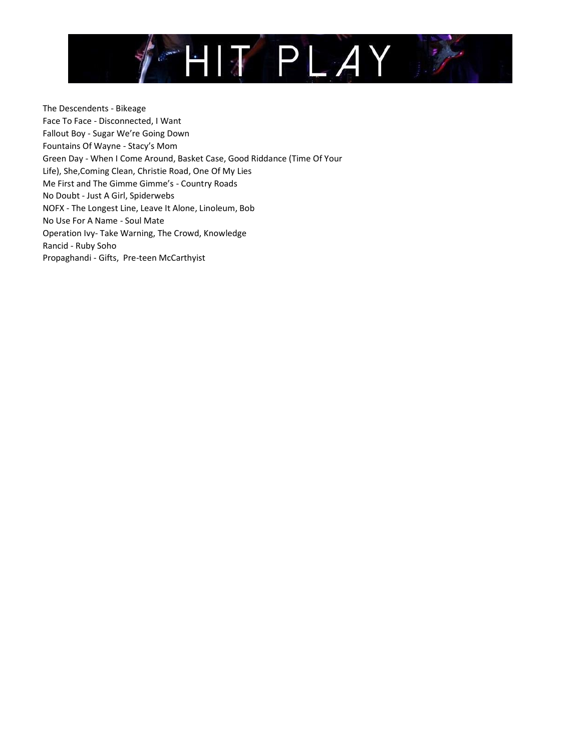# HIT PLAY

The Descendents - Bikeage
Face To Face - Disconnected, I Want
Fallout Boy - Sugar We're Going Down
Fountains Of Wayne - Stacy's Mom
Green Day - When I Come Around, Basket Case, Good Riddance (Time Of Your Life), She,Coming Clean, Christie Road, One Of My Lies
Me First and The Gimme Gimme's - Country Roads
No Doubt - Just A Girl, Spiderwebs
NOFX - The Longest Line, Leave It Alone, Linoleum, Bob
No Use For A Name - Soul Mate
Operation Ivy- Take Warning, The Crowd, Knowledge
Rancid - Ruby Soho
Propaghandi - Gifts,  Pre-teen McCarthyist